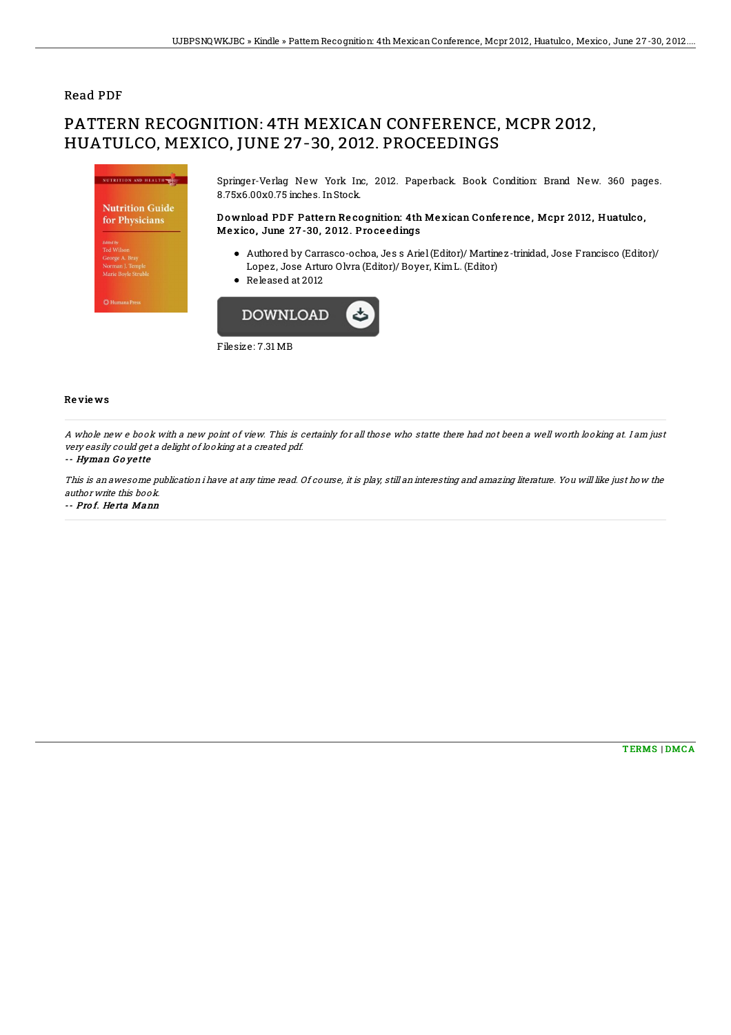Read PDF

# PATTERN RECOGNITION: 4TH MEXICAN CONFERENCE, MCPR 2012, HUATULCO, MEXICO, JUNE 27-30, 2012. PROCEEDINGS

Springer-Verlag New York Inc, 2012. Paperback. Book Condition: Brand New. 360 pages. 8.75x6.00x0.75 inches. In Stock.

### Download PDF Pattern Recognition: 4th Mexican Conference, Mcpr 2012, Huatulco, Mexico, June 27-30, 2012. Proceedings

- Authored by Carrasco-ochoa, Jes s Ariel (Editor)/ Martinez-trinidad, Jose Francisco (Editor)/ Lopez, Jose Arturo Olvra (Editor)/ Boyer, Kim L. (Editor)
- Released at 2012

DOWNLOAD

Filesize: 7.31 MB

## Reviews

*A whole new e book with a new point of view. This is certainly for all those who statte there had not been a well worth looking at. I am just very easily could get a delight of looking at a created pdf.*

-- ***Hyman Goyette***

*This is an awesome publication i have at any time read. Of course, it is play, still an interesting and amazing literature. You will like just how the author write this book.*

-- ***Prof. Herta Mann***

TERMS | DMCA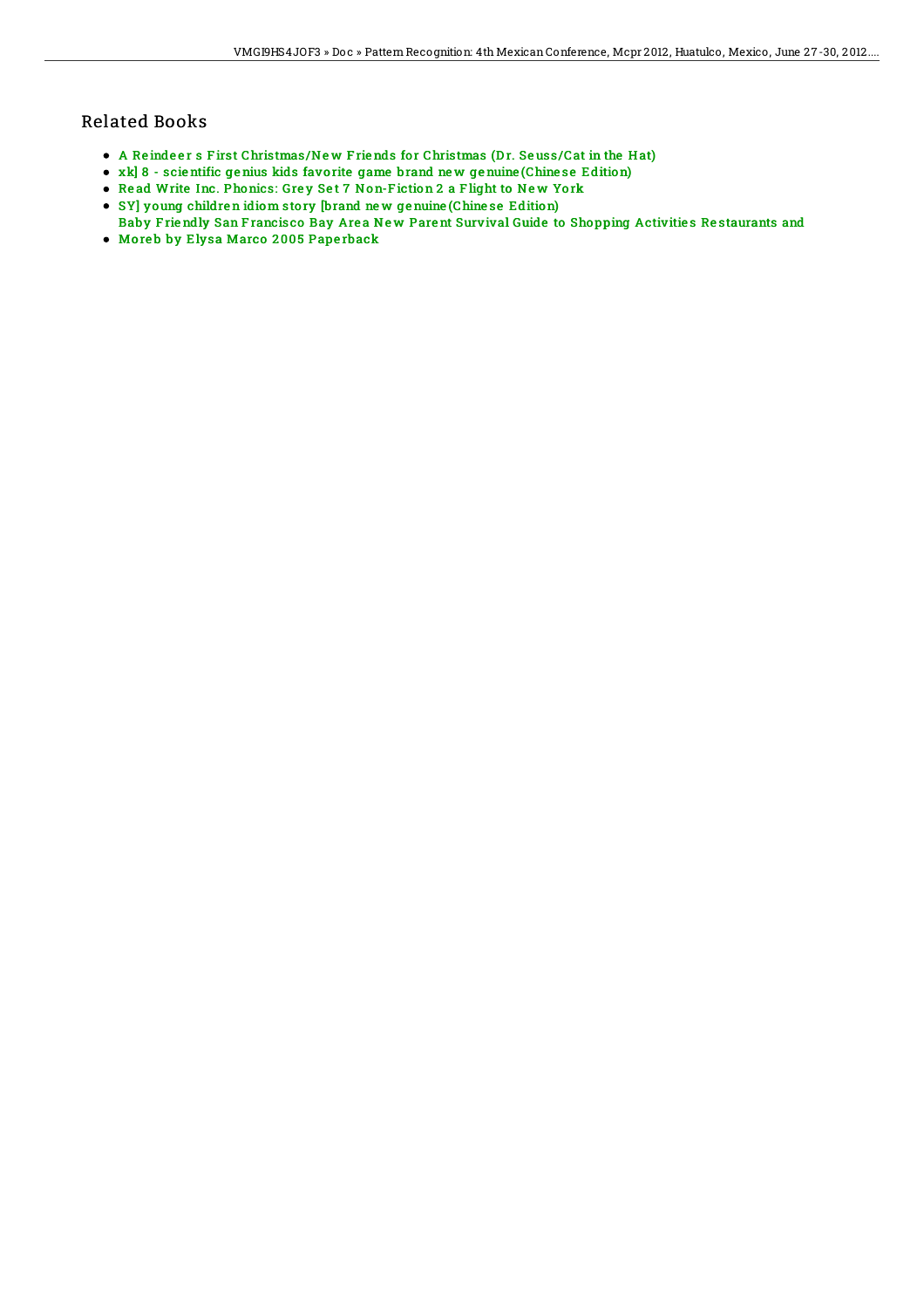## Related Books

- A Reindeer s First Christmas/New Friends for Christmas (Dr. Seuss/Cat in the Hat)
- xk] 8 - scientific genius kids favorite game brand new genuine(Chinese Edition)
- Read Write Inc. Phonics: Grey Set 7 Non-Fiction 2 a Flight to New York
- SY] young children idiom story [brand new genuine(Chinese Edition)
- Baby Friendly San Francisco Bay Area New Parent Survival Guide to Shopping Activities Restaurants and Moreb by Elysa Marco 2005 Paperback